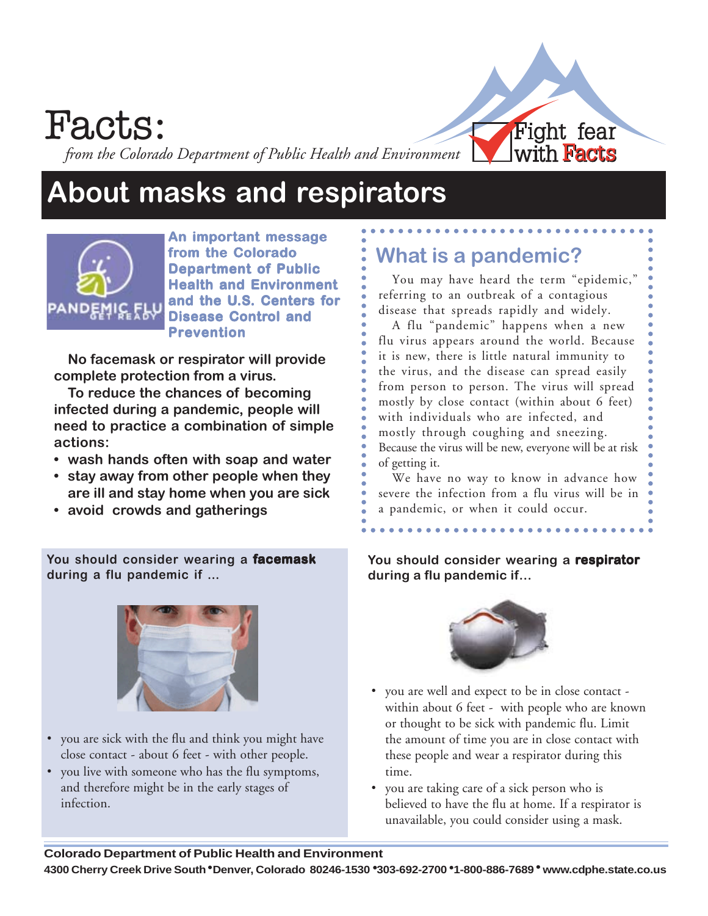# Facts:

*from the Colorado Department of Public Health and Environment*

Fight fear with **Facts**

# About masks and respirators

**An important message from the Colorado Department of Public Health and Environment and the U.S. Centers for Disease Control and Prevention**

**No facemask or respirator will provide complete protection from a virus.**

**To reduce the chances of becoming infected during a pandemic, people will need to practice a combination of simple actions:**

- **wash hands often with soap and water**
- **stay away from other people when they are ill and stay home when you are sick**
- **avoid crowds and gatherings**

## What is a pandemic?

You may have heard the term "epidemic," referring to an outbreak of a contagious disease that spreads rapidly and widely.

A flu "pandemic" happens when a new flu virus appears around the world. Because it is new, there is little natural immunity to the virus, and the disease can spread easily from person to person. The virus will spread mostly by close contact (within about 6 feet) with individuals who are infected, and mostly through coughing and sneezing. Because the virus will be new, everyone will be at risk of getting it.

We have no way to know in advance how severe the infection from a flu virus will be in a pandemic, or when it could occur.

### You should consider wearing a **facemask** during a flu pandemic if ...

- you are sick with the flu and think you might have close contact - about 6 feet - with other people.
- you live with someone who has the flu symptoms, and therefore might be in the early stages of infection.

### You should consider wearing a **respirator** during a flu pandemic if...

- you are well and expect to be in close contact - within about 6 feet - with people who are known or thought to be sick with pandemic flu. Limit the amount of time you are in close contact with these people and wear a respirator during this time.
- you are taking care of a sick person who is believed to have the flu at home. If a respirator is unavailable, you could consider using a mask.

**Colorado Department of Public Health and Environment**
**4300 Cherry Creek Drive South • Denver, Colorado 80246-1530 • 303-692-2700 • 1-800-886-7689 • www.cdphe.state.co.us**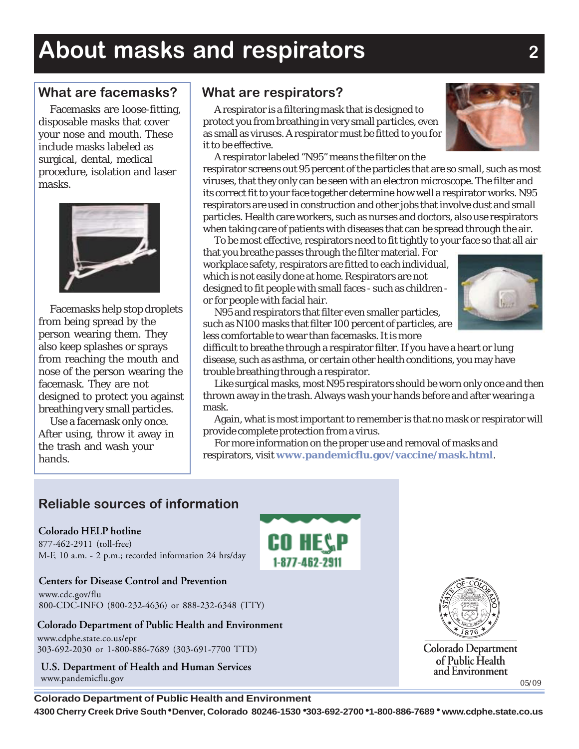# About masks and respirators

## What are facemasks?

Facemasks are loose-fitting, disposable masks that cover your nose and mouth. These include masks labeled as surgical, dental, medical procedure, isolation and laser masks.

Facemasks help stop droplets from being spread by the person wearing them. They also keep splashes or sprays from reaching the mouth and nose of the person wearing the facemask. They are not designed to protect you against breathing very small particles.

Use a facemask only once. After using, throw it away in the trash and wash your hands.

## What are respirators?

A respirator is a filtering mask that is designed to protect you from breathing in very small particles, even as small as viruses. A respirator must be fitted to you for it to be effective.

A respirator labeled "N95" means the filter on the respirator screens out 95 percent of the particles that are so small, such as most viruses, that they only can be seen with an electron microscope. The filter and its correct fit to your face together determine how well a respirator works. N95 respirators are used in construction and other jobs that involve dust and small particles. Health care workers, such as nurses and doctors, also use respirators when taking care of patients with diseases that can be spread through the air.

To be most effective, respirators need to fit tightly to your face so that all air that you breathe passes through the filter material. For workplace safety, respirators are fitted to each individual, which is not easily done at home. Respirators are not designed to fit people with small faces - such as children - or for people with facial hair.

N95 and respirators that filter even smaller particles, such as N100 masks that filter 100 percent of particles, are less comfortable to wear than facemasks. It is more difficult to breathe through a respirator filter. If you have a heart or lung disease, such as asthma, or certain other health conditions, you may have trouble breathing through a respirator.

Like surgical masks, most N95 respirators should be worn only once and then thrown away in the trash. Always wash your hands before and after wearing a mask.

Again, what is most important to remember is that no mask or respirator will provide complete protection from a virus.

For more information on the proper use and removal of masks and respirators, visit **www.pandemicflu.gov/vaccine/mask.html**.

## Reliable sources of information

**Colorado HELP hotline**
877-462-2911 (toll-free)
M-F, 10 a.m. - 2 p.m.; recorded information 24 hrs/day

CO HELP
1-877-462-2911

**Centers for Disease Control and Prevention**
www.cdc.gov/flu
800-CDC-INFO (800-232-4636) or 888-232-6348 (TTY)

**Colorado Department of Public Health and Environment**
www.cdphe.state.co.us/epr
303-692-2030 or 1-800-886-7689 (303-691-7700 TTD)

**U.S. Department of Health and Human Services**
www.pandemicflu.gov

Colorado Department of Public Health and Environment

05/09

**Colorado Department of Public Health and Environment**
**4300 Cherry Creek Drive South • Denver, Colorado 80246-1530 • 303-692-2700 • 1-800-886-7689 • www.cdphe.state.co.us**